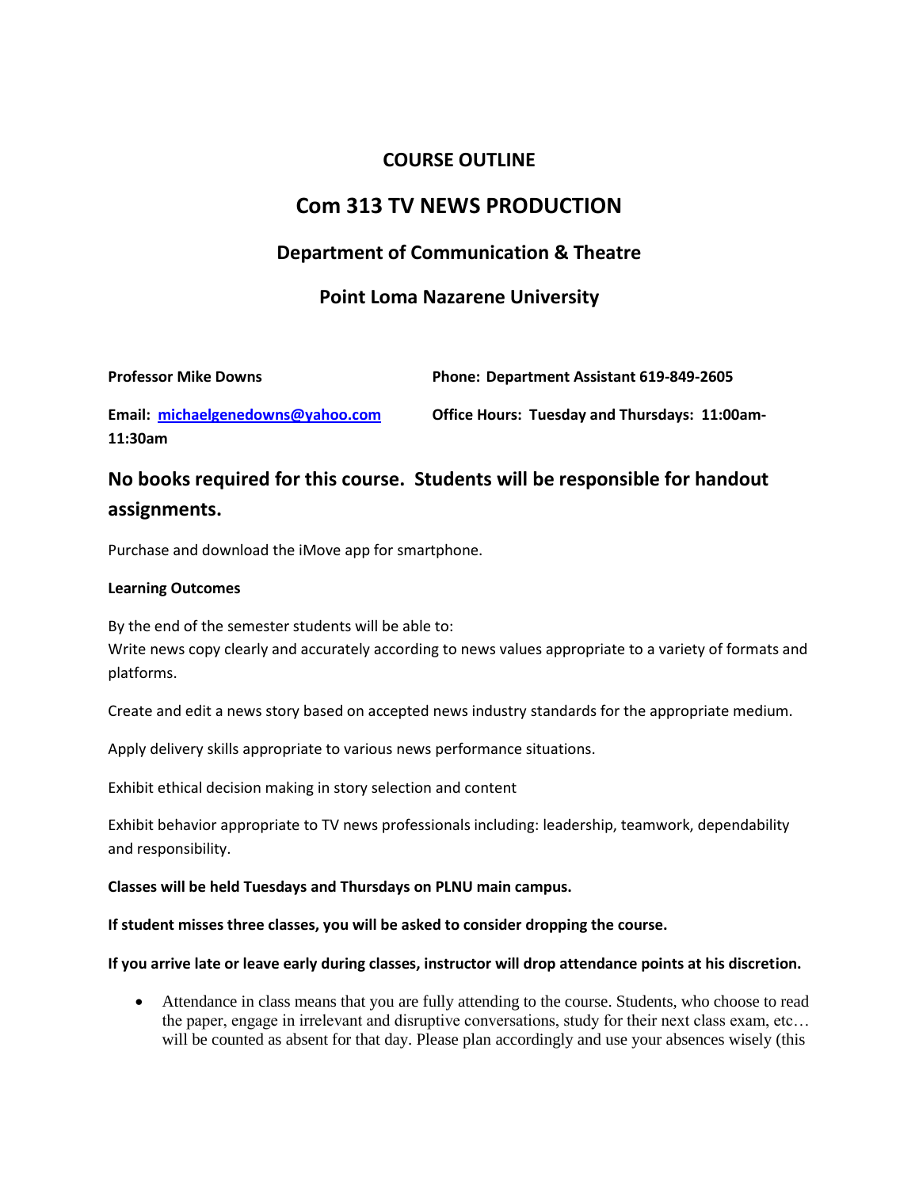# COURSE OUTLINE

# Com 313 TV NEWS PRODUCTION

## Department of Communication & Theatre

## Point Loma Nazarene University

**Professor Mike Downs** **Phone: Department Assistant 619-849-2605**

**Email: [michaelgenedowns@yahoo.com](mailto:michaelgenedowns@yahoo.com)** **Office Hours: Tuesday and Thursdays: 11:00am-11:30am**

## No books required for this course. Students will be responsible for handout assignments.

Purchase and download the iMove app for smartphone.

**Learning Outcomes**

By the end of the semester students will be able to:
Write news copy clearly and accurately according to news values appropriate to a variety of formats and platforms.

Create and edit a news story based on accepted news industry standards for the appropriate medium.

Apply delivery skills appropriate to various news performance situations.

Exhibit ethical decision making in story selection and content

Exhibit behavior appropriate to TV news professionals including: leadership, teamwork, dependability and responsibility.

**Classes will be held Tuesdays and Thursdays on PLNU main campus.**

**If student misses three classes, you will be asked to consider dropping the course.**

**If you arrive late or leave early during classes, instructor will drop attendance points at his discretion.**

- Attendance in class means that you are fully attending to the course. Students, who choose to read the paper, engage in irrelevant and disruptive conversations, study for their next class exam, etc… will be counted as absent for that day. Please plan accordingly and use your absences wisely (this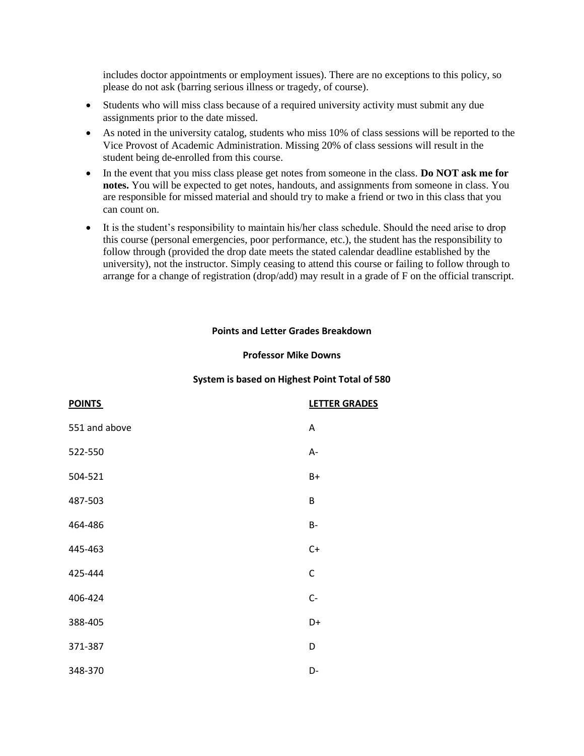includes doctor appointments or employment issues). There are no exceptions to this policy, so please do not ask (barring serious illness or tragedy, of course).

- Students who will miss class because of a required university activity must submit any due assignments prior to the date missed.
- As noted in the university catalog, students who miss 10% of class sessions will be reported to the Vice Provost of Academic Administration. Missing 20% of class sessions will result in the student being de-enrolled from this course.
- In the event that you miss class please get notes from someone in the class. **Do NOT ask me for notes.** You will be expected to get notes, handouts, and assignments from someone in class. You are responsible for missed material and should try to make a friend or two in this class that you can count on.
- It is the student's responsibility to maintain his/her class schedule. Should the need arise to drop this course (personal emergencies, poor performance, etc.), the student has the responsibility to follow through (provided the drop date meets the stated calendar deadline established by the university), not the instructor. Simply ceasing to attend this course or failing to follow through to arrange for a change of registration (drop/add) may result in a grade of F on the official transcript.

**Points and Letter Grades Breakdown**

**Professor Mike Downs**

**System is based on Highest Point Total of 580**

| POINTS | LETTER GRADES |
|---|---|
| 551 and above | A |
| 522-550 | A- |
| 504-521 | B+ |
| 487-503 | B |
| 464-486 | B- |
| 445-463 | C+ |
| 425-444 | C |
| 406-424 | C- |
| 388-405 | D+ |
| 371-387 | D |
| 348-370 | D- |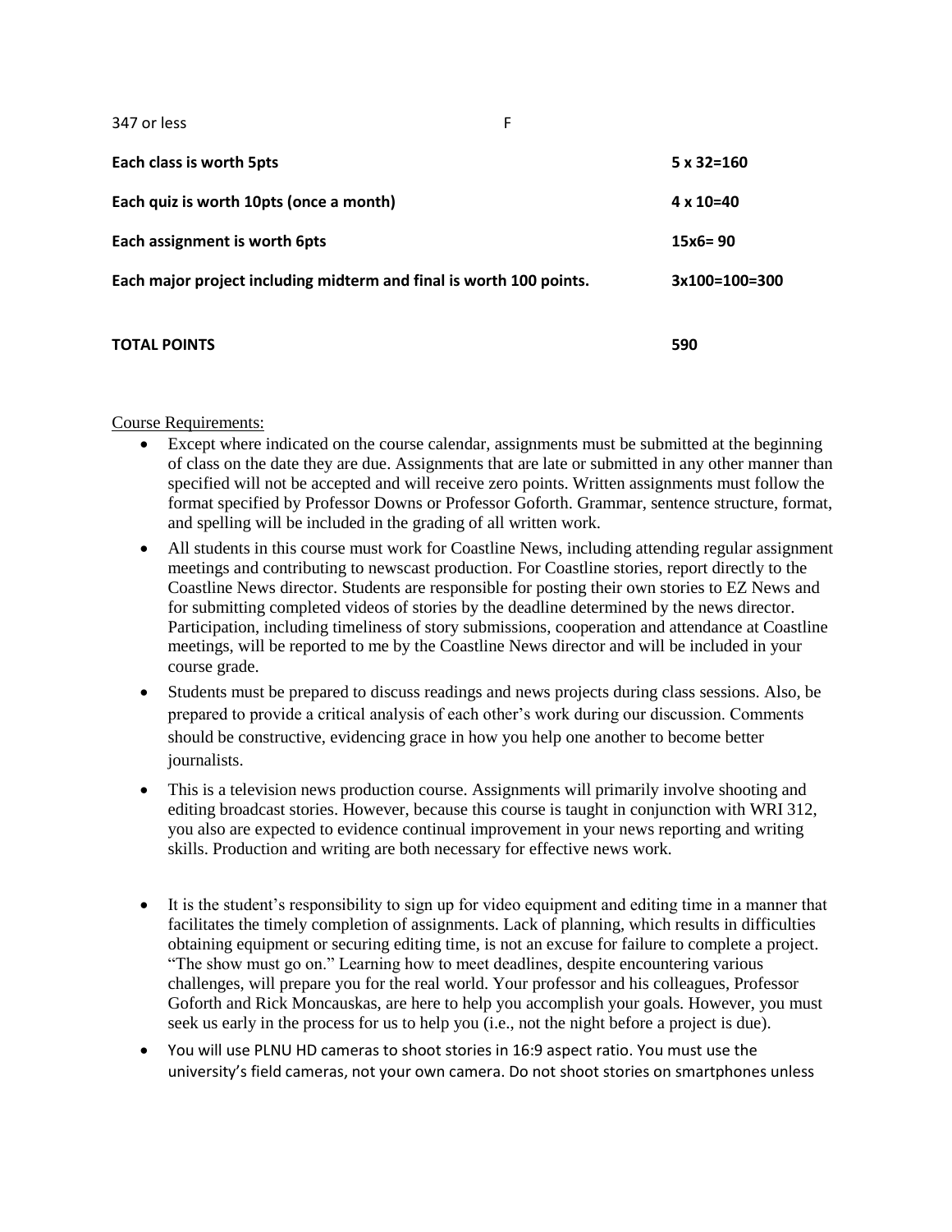| | | |
|---|---|---|
| 347 or less | F | |
| **Each class is worth 5pts** | | **5 x 32=160** |
| **Each quiz is worth 10pts (once a month)** | | **4 x 10=40** |
| **Each assignment is worth 6pts** | | **15x6= 90** |
| **Each major project including midterm and final is worth 100 points.** | | **3x100=100=300** |
| **TOTAL POINTS** | | **590** |

Course Requirements:

- Except where indicated on the course calendar, assignments must be submitted at the beginning of class on the date they are due. Assignments that are late or submitted in any other manner than specified will not be accepted and will receive zero points. Written assignments must follow the format specified by Professor Downs or Professor Goforth. Grammar, sentence structure, format, and spelling will be included in the grading of all written work.
- All students in this course must work for Coastline News, including attending regular assignment meetings and contributing to newscast production. For Coastline stories, report directly to the Coastline News director. Students are responsible for posting their own stories to EZ News and for submitting completed videos of stories by the deadline determined by the news director. Participation, including timeliness of story submissions, cooperation and attendance at Coastline meetings, will be reported to me by the Coastline News director and will be included in your course grade.
- Students must be prepared to discuss readings and news projects during class sessions. Also, be prepared to provide a critical analysis of each other's work during our discussion. Comments should be constructive, evidencing grace in how you help one another to become better journalists.
- This is a television news production course. Assignments will primarily involve shooting and editing broadcast stories. However, because this course is taught in conjunction with WRI 312, you also are expected to evidence continual improvement in your news reporting and writing skills. Production and writing are both necessary for effective news work.
- It is the student's responsibility to sign up for video equipment and editing time in a manner that facilitates the timely completion of assignments. Lack of planning, which results in difficulties obtaining equipment or securing editing time, is not an excuse for failure to complete a project. "The show must go on." Learning how to meet deadlines, despite encountering various challenges, will prepare you for the real world. Your professor and his colleagues, Professor Goforth and Rick Moncauskas, are here to help you accomplish your goals. However, you must seek us early in the process for us to help you (i.e., not the night before a project is due).
- You will use PLNU HD cameras to shoot stories in 16:9 aspect ratio. You must use the university's field cameras, not your own camera. Do not shoot stories on smartphones unless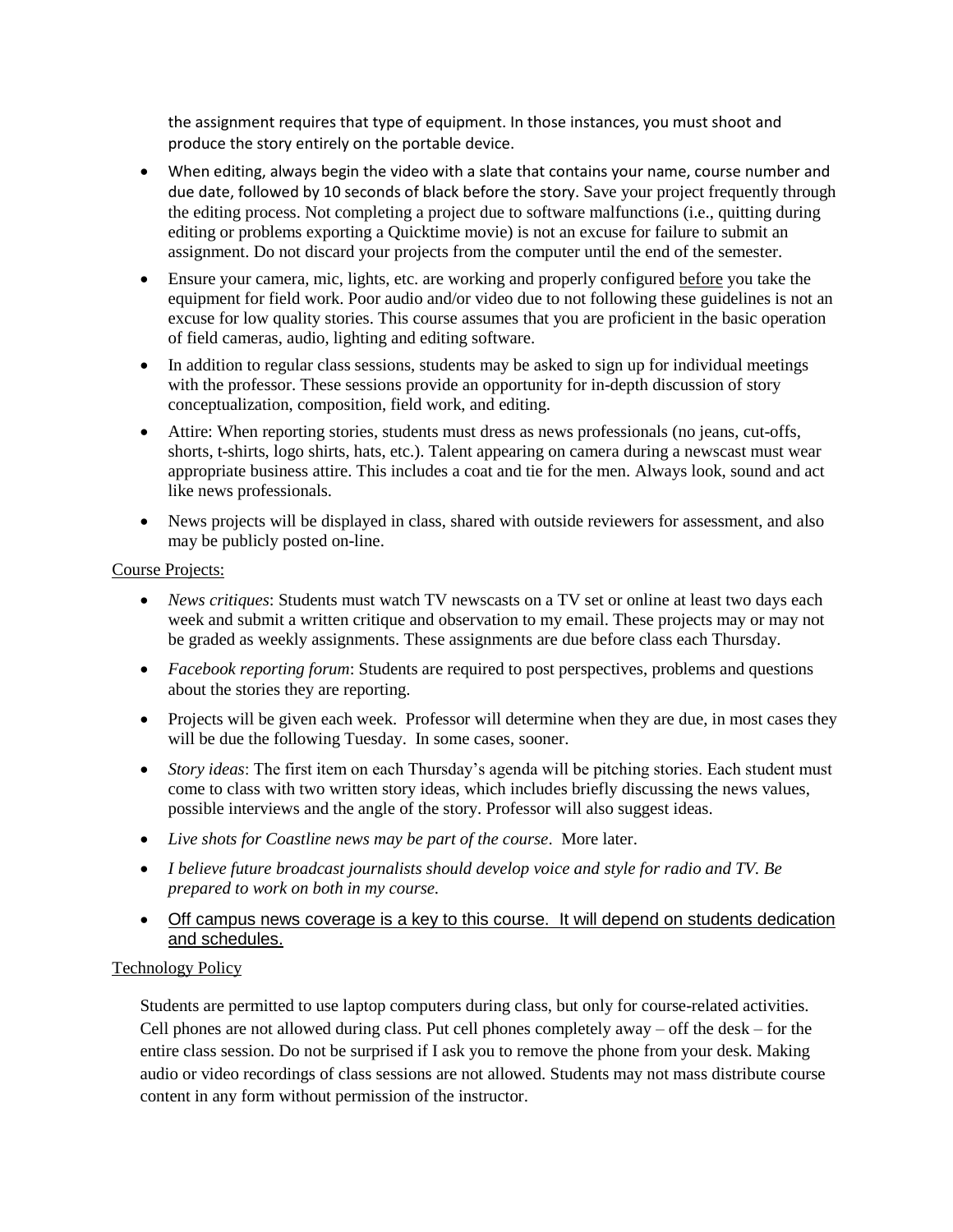the assignment requires that type of equipment. In those instances, you must shoot and produce the story entirely on the portable device.

- When editing, always begin the video with a slate that contains your name, course number and due date, followed by 10 seconds of black before the story. Save your project frequently through the editing process. Not completing a project due to software malfunctions (i.e., quitting during editing or problems exporting a Quicktime movie) is not an excuse for failure to submit an assignment. Do not discard your projects from the computer until the end of the semester.
- Ensure your camera, mic, lights, etc. are working and properly configured <u>before</u> you take the equipment for field work. Poor audio and/or video due to not following these guidelines is not an excuse for low quality stories. This course assumes that you are proficient in the basic operation of field cameras, audio, lighting and editing software.
- In addition to regular class sessions, students may be asked to sign up for individual meetings with the professor. These sessions provide an opportunity for in-depth discussion of story conceptualization, composition, field work, and editing.
- Attire: When reporting stories, students must dress as news professionals (no jeans, cut-offs, shorts, t-shirts, logo shirts, hats, etc.). Talent appearing on camera during a newscast must wear appropriate business attire. This includes a coat and tie for the men. Always look, sound and act like news professionals.
- News projects will be displayed in class, shared with outside reviewers for assessment, and also may be publicly posted on-line.

<u>Course Projects:</u>

- *News critiques*: Students must watch TV newscasts on a TV set or online at least two days each week and submit a written critique and observation to my email. These projects may or may not be graded as weekly assignments. These assignments are due before class each Thursday.
- *Facebook reporting forum*: Students are required to post perspectives, problems and questions about the stories they are reporting.
- Projects will be given each week. Professor will determine when they are due, in most cases they will be due the following Tuesday. In some cases, sooner.
- *Story ideas*: The first item on each Thursday's agenda will be pitching stories. Each student must come to class with two written story ideas, which includes briefly discussing the news values, possible interviews and the angle of the story. Professor will also suggest ideas.
- *Live shots for Coastline news may be part of the course*. More later.
- *I believe future broadcast journalists should develop voice and style for radio and TV. Be prepared to work on both in my course.*
- <u>Off campus news coverage is a key to this course. It will depend on students dedication and schedules.</u>

<u>Technology Policy</u>

Students are permitted to use laptop computers during class, but only for course-related activities. Cell phones are not allowed during class. Put cell phones completely away – off the desk – for the entire class session. Do not be surprised if I ask you to remove the phone from your desk. Making audio or video recordings of class sessions are not allowed. Students may not mass distribute course content in any form without permission of the instructor.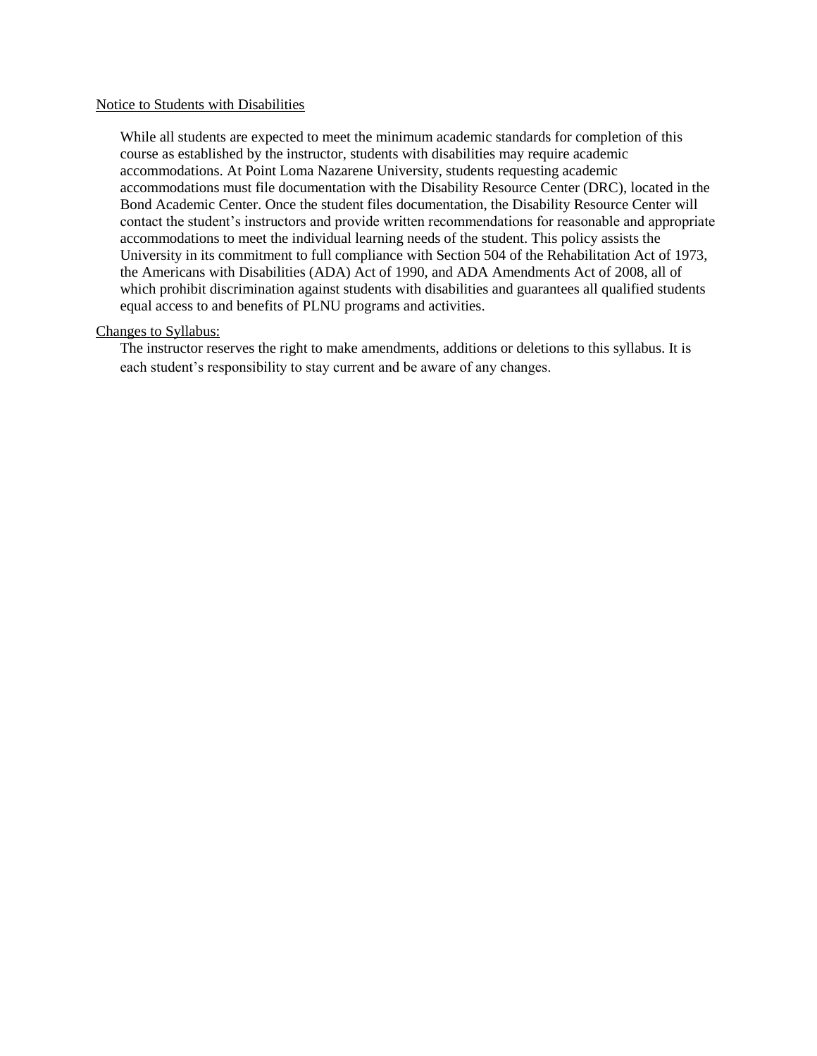Notice to Students with Disabilities

While all students are expected to meet the minimum academic standards for completion of this course as established by the instructor, students with disabilities may require academic accommodations. At Point Loma Nazarene University, students requesting academic accommodations must file documentation with the Disability Resource Center (DRC), located in the Bond Academic Center. Once the student files documentation, the Disability Resource Center will contact the student's instructors and provide written recommendations for reasonable and appropriate accommodations to meet the individual learning needs of the student. This policy assists the University in its commitment to full compliance with Section 504 of the Rehabilitation Act of 1973, the Americans with Disabilities (ADA) Act of 1990, and ADA Amendments Act of 2008, all of which prohibit discrimination against students with disabilities and guarantees all qualified students equal access to and benefits of PLNU programs and activities.

Changes to Syllabus:

The instructor reserves the right to make amendments, additions or deletions to this syllabus. It is each student's responsibility to stay current and be aware of any changes.